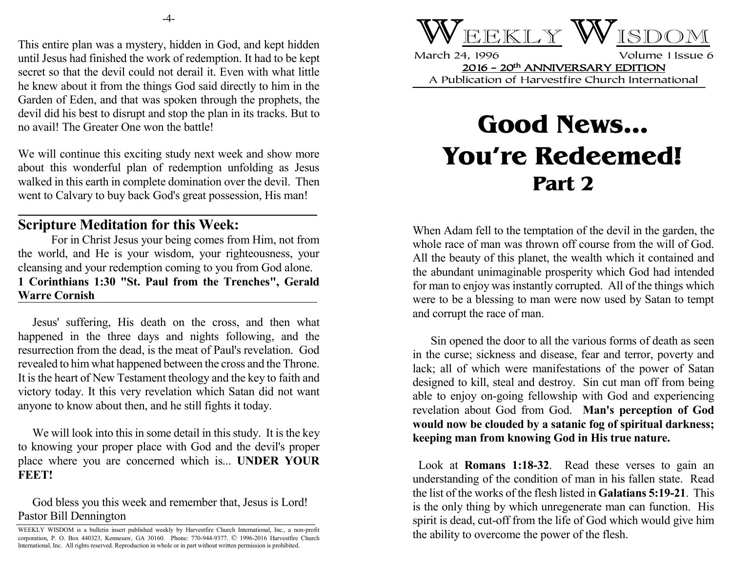# Weekly Wisdom

March 24, 1996 — Volume 1 Issue 6

**2016 – 20th ANNIVERSARY EDITION**

A Publication of Harvestfire Church International

# Good News... You're Redeemed!
## Part 2

When Adam fell to the temptation of the devil in the garden, the whole race of man was thrown off course from the will of God. All the beauty of this planet, the wealth which it contained and the abundant unimaginable prosperity which God had intended for man to enjoy was instantly corrupted. All of the things which were to be a blessing to man were now used by Satan to tempt and corrupt the race of man.

Sin opened the door to all the various forms of death as seen in the curse; sickness and disease, fear and terror, poverty and lack; all of which were manifestations of the power of Satan designed to kill, steal and destroy. Sin cut man off from being able to enjoy on-going fellowship with God and experiencing revelation about God from God. **Man's perception of God would now be clouded by a satanic fog of spiritual darkness; keeping man from knowing God in His true nature.**

Look at **Romans 1:18-32**. Read these verses to gain an understanding of the condition of man in his fallen state. Read the list of the works of the flesh listed in **Galatians 5:19-21**. This is the only thing by which unregenerate man can function. His spirit is dead, cut-off from the life of God which would give him the ability to overcome the power of the flesh.

This entire plan was a mystery, hidden in God, and kept hidden until Jesus had finished the work of redemption. It had to be kept secret so that the devil could not derail it. Even with what little he knew about it from the things God said directly to him in the Garden of Eden, and that was spoken through the prophets, the devil did his best to disrupt and stop the plan in its tracks. But to no avail! The Greater One won the battle!

We will continue this exciting study next week and show more about this wonderful plan of redemption unfolding as Jesus walked in this earth in complete domination over the devil. Then went to Calvary to buy back God's great possession, His man!

## Scripture Meditation for this Week:

For in Christ Jesus your being comes from Him, not from the world, and He is your wisdom, your righteousness, your cleansing and your redemption coming to you from God alone.

**1 Corinthians 1:30 "St. Paul from the Trenches", Gerald Warre Cornish**

Jesus' suffering, His death on the cross, and then what happened in the three days and nights following, and the resurrection from the dead, is the meat of Paul's revelation. God revealed to him what happened between the cross and the Throne. It is the heart of New Testament theology and the key to faith and victory today. It this very revelation which Satan did not want anyone to know about then, and he still fights it today.

We will look into this in some detail in this study. It is the key to knowing your proper place with God and the devil's proper place where you are concerned which is... **UNDER YOUR FEET!**

God bless you this week and remember that, Jesus is Lord!
Pastor Bill Dennington

WEEKLY WISDOM is a bulletin insert published weekly by Harvestfire Church International, Inc., a non-profit corporation, P. O. Box 440323, Kennesaw, GA 30160. Phone: 770-944-9377. © 1996-2016 Harvestfire Church International, Inc. All rights reserved. Reproduction in whole or in part without written permission is prohibited.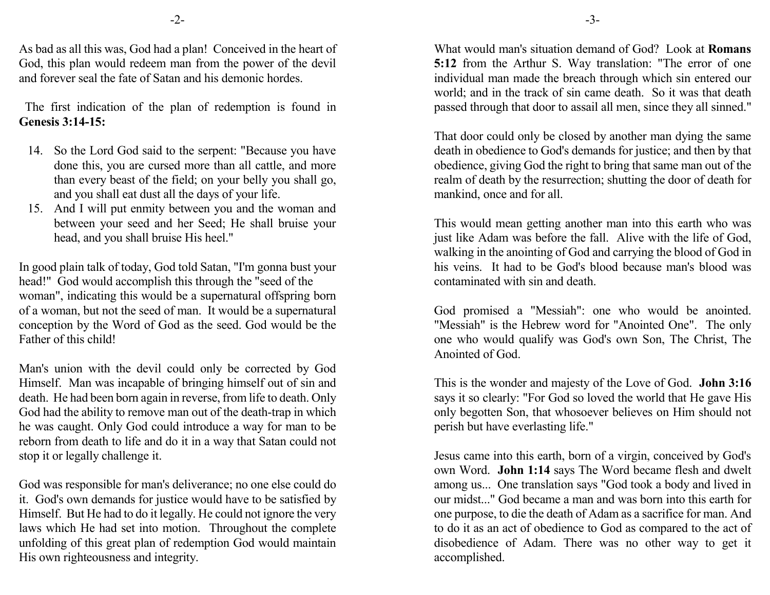As bad as all this was, God had a plan! Conceived in the heart of God, this plan would redeem man from the power of the devil and forever seal the fate of Satan and his demonic hordes.

The first indication of the plan of redemption is found in **Genesis 3:14-15:**

14. So the Lord God said to the serpent: "Because you have done this, you are cursed more than all cattle, and more than every beast of the field; on your belly you shall go, and you shall eat dust all the days of your life.
15. And I will put enmity between you and the woman and between your seed and her Seed; He shall bruise your head, and you shall bruise His heel."

In good plain talk of today, God told Satan, "I'm gonna bust your head!" God would accomplish this through the "seed of the woman", indicating this would be a supernatural offspring born of a woman, but not the seed of man. It would be a supernatural conception by the Word of God as the seed. God would be the Father of this child!

Man's union with the devil could only be corrected by God Himself. Man was incapable of bringing himself out of sin and death. He had been born again in reverse, from life to death. Only God had the ability to remove man out of the death-trap in which he was caught. Only God could introduce a way for man to be reborn from death to life and do it in a way that Satan could not stop it or legally challenge it.

God was responsible for man's deliverance; no one else could do it. God's own demands for justice would have to be satisfied by Himself. But He had to do it legally. He could not ignore the very laws which He had set into motion. Throughout the complete unfolding of this great plan of redemption God would maintain His own righteousness and integrity.

What would man's situation demand of God? Look at **Romans 5:12** from the Arthur S. Way translation: "The error of one individual man made the breach through which sin entered our world; and in the track of sin came death. So it was that death passed through that door to assail all men, since they all sinned."

That door could only be closed by another man dying the same death in obedience to God's demands for justice; and then by that obedience, giving God the right to bring that same man out of the realm of death by the resurrection; shutting the door of death for mankind, once and for all.

This would mean getting another man into this earth who was just like Adam was before the fall. Alive with the life of God, walking in the anointing of God and carrying the blood of God in his veins. It had to be God's blood because man's blood was contaminated with sin and death.

God promised a "Messiah": one who would be anointed. "Messiah" is the Hebrew word for "Anointed One". The only one who would qualify was God's own Son, The Christ, The Anointed of God.

This is the wonder and majesty of the Love of God. **John 3:16** says it so clearly: "For God so loved the world that He gave His only begotten Son, that whosoever believes on Him should not perish but have everlasting life."

Jesus came into this earth, born of a virgin, conceived by God's own Word. **John 1:14** says The Word became flesh and dwelt among us... One translation says "God took a body and lived in our midst..." God became a man and was born into this earth for one purpose, to die the death of Adam as a sacrifice for man. And to do it as an act of obedience to God as compared to the act of disobedience of Adam. There was no other way to get it accomplished.